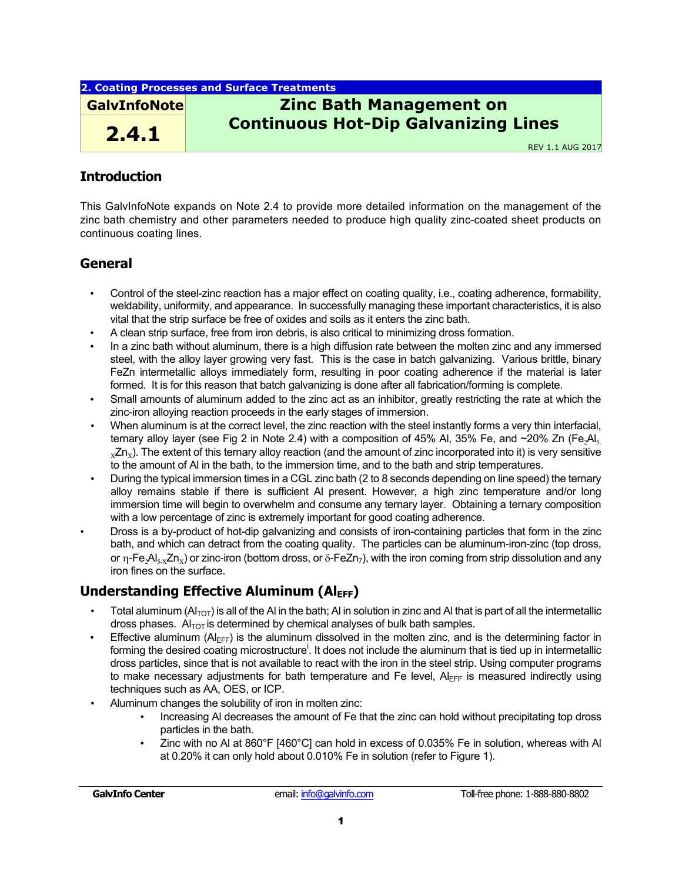2. Coating Processes and Surface Treatments

**GalvInfoNote 2.4.1**

# Zinc Bath Management on Continuous Hot-Dip Galvanizing Lines

REV 1.1 AUG 2017

## Introduction

This GalvInfoNote expands on Note 2.4 to provide more detailed information on the management of the zinc bath chemistry and other parameters needed to produce high quality zinc-coated sheet products on continuous coating lines.

## General

- Control of the steel-zinc reaction has a major effect on coating quality, i.e., coating adherence, formability, weldability, uniformity, and appearance. In successfully managing these important characteristics, it is also vital that the strip surface be free of oxides and soils as it enters the zinc bath.
- A clean strip surface, free from iron debris, is also critical to minimizing dross formation.
- In a zinc bath without aluminum, there is a high diffusion rate between the molten zinc and any immersed steel, with the alloy layer growing very fast. This is the case in batch galvanizing. Various brittle, binary FeZn intermetallic alloys immediately form, resulting in poor coating adherence if the material is later formed. It is for this reason that batch galvanizing is done after all fabrication/forming is complete.
- Small amounts of aluminum added to the zinc act as an inhibitor, greatly restricting the rate at which the zinc-iron alloying reaction proceeds in the early stages of immersion.
- When aluminum is at the correct level, the zinc reaction with the steel instantly forms a very thin interfacial, ternary alloy layer (see Fig 2 in Note 2.4) with a composition of 45% Al, 35% Fe, and ~20% Zn ($Fe_2Al_{5-X}Zn_X$). The extent of this ternary alloy reaction (and the amount of zinc incorporated into it) is very sensitive to the amount of Al in the bath, to the immersion time, and to the bath and strip temperatures.
- During the typical immersion times in a CGL zinc bath (2 to 8 seconds depending on line speed) the ternary alloy remains stable if there is sufficient Al present. However, a high zinc temperature and/or long immersion time will begin to overwhelm and consume any ternary layer. Obtaining a ternary composition with a low percentage of zinc is extremely important for good coating adherence.
- Dross is a by-product of hot-dip galvanizing and consists of iron-containing particles that form in the zinc bath, and which can detract from the coating quality. The particles can be aluminum-iron-zinc (top dross, or $\eta$-$Fe_2Al_{5-X}Zn_X$) or zinc-iron (bottom dross, or $\delta$-$FeZn_7$), with the iron coming from strip dissolution and any iron fines on the surface.

## Understanding Effective Aluminum ($Al_{EFF}$)

- Total aluminum ($Al_{TOT}$) is all of the Al in the bath; Al in solution in zinc and Al that is part of all the intermetallic dross phases. $Al_{TOT}$ is determined by chemical analyses of bulk bath samples.
- Effective aluminum ($Al_{EFF}$) is the aluminum dissolved in the molten zinc, and is the determining factor in forming the desired coating microstructure[i]. It does not include the aluminum that is tied up in intermetallic dross particles, since that is not available to react with the iron in the steel strip. Using computer programs to make necessary adjustments for bath temperature and Fe level, $Al_{EFF}$ is measured indirectly using techniques such as AA, OES, or ICP.
- Aluminum changes the solubility of iron in molten zinc:
  - Increasing Al decreases the amount of Fe that the zinc can hold without precipitating top dross particles in the bath.
  - Zinc with no Al at 860°F [460°C] can hold in excess of 0.035% Fe in solution, whereas with Al at 0.20% it can only hold about 0.010% Fe in solution (refer to Figure 1).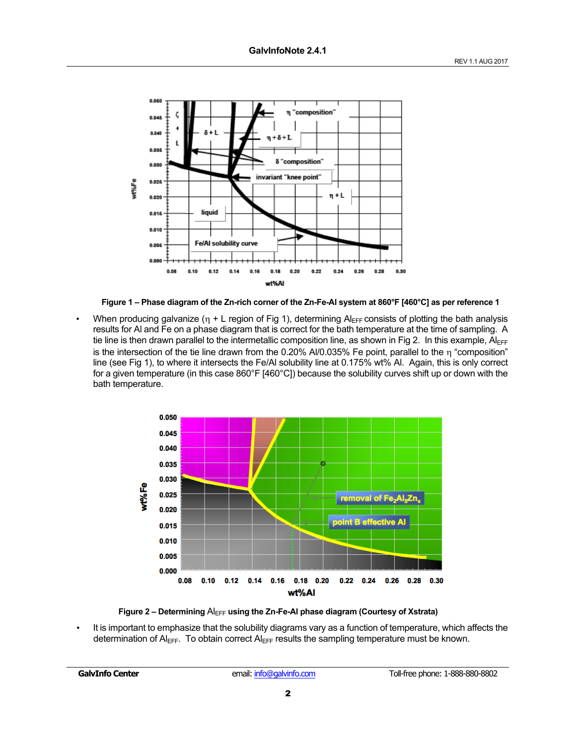Figure 1 – Phase diagram of the Zn-rich corner of the Zn-Fe-Al system at 860°F [460°C] as per reference 1

- When producing galvanize (η + L region of Fig 1), determining $Al_{EFF}$ consists of plotting the bath analysis results for Al and Fe on a phase diagram that is correct for the bath temperature at the time of sampling. A tie line is then drawn parallel to the intermetallic composition line, as shown in Fig 2. In this example, $Al_{EFF}$ is the intersection of the tie line drawn from the 0.20% Al/0.035% Fe point, parallel to the η "composition" line (see Fig 1), to where it intersects the Fe/Al solubility line at 0.175% wt% Al. Again, this is only correct for a given temperature (in this case 860°F [460°C]) because the solubility curves shift up or down with the bath temperature.

Figure 2 – Determining $Al_{EFF}$ using the Zn-Fe-Al phase diagram (Courtesy of Xstrata)

- It is important to emphasize that the solubility diagrams vary as a function of temperature, which affects the determination of $Al_{EFF}$. To obtain correct $Al_{EFF}$ results the sampling temperature must be known.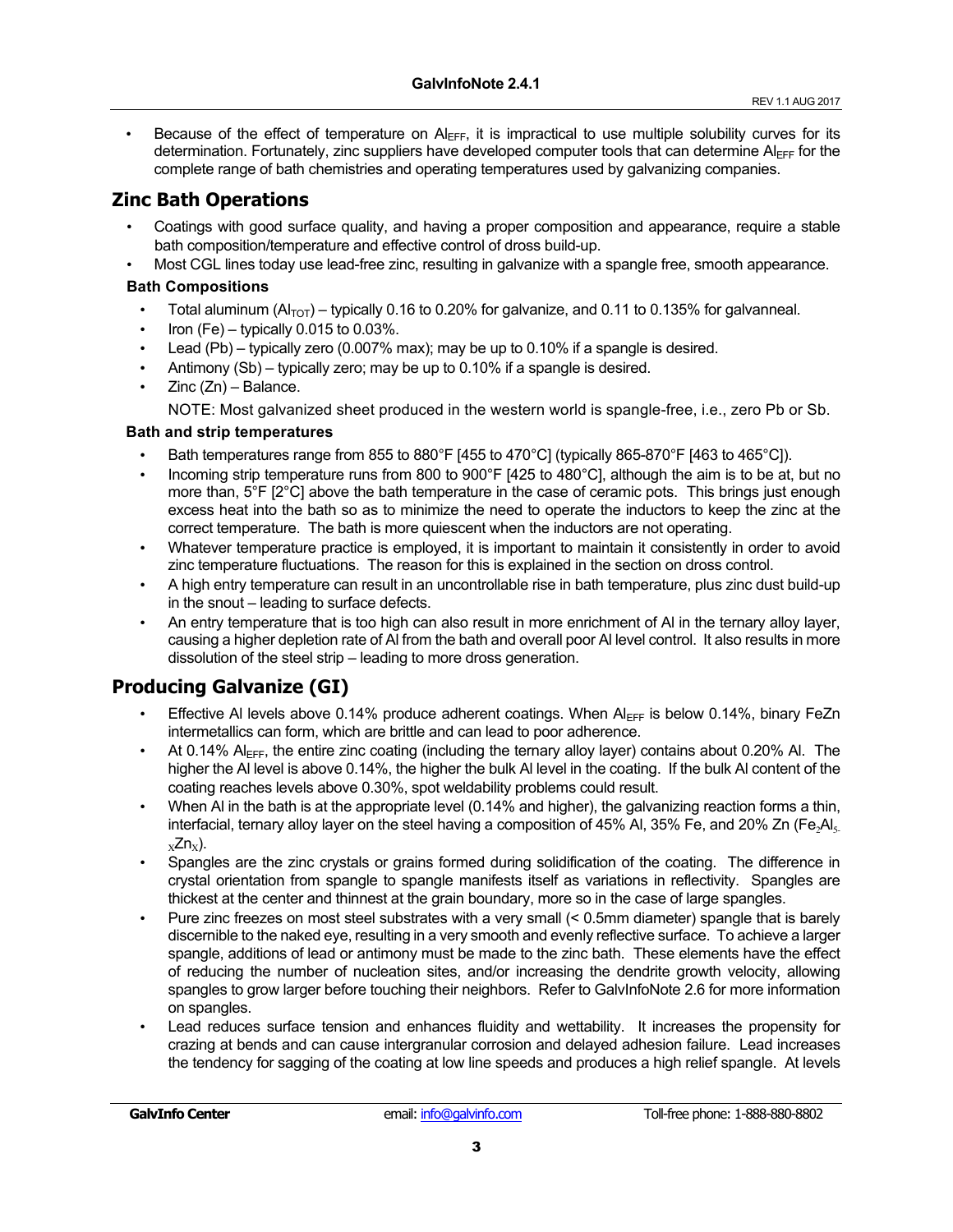- Because of the effect of temperature on $Al_{EFF}$, it is impractical to use multiple solubility curves for its determination. Fortunately, zinc suppliers have developed computer tools that can determine $Al_{EFF}$ for the complete range of bath chemistries and operating temperatures used by galvanizing companies.

## Zinc Bath Operations

- Coatings with good surface quality, and having a proper composition and appearance, require a stable bath composition/temperature and effective control of dross build-up.
- Most CGL lines today use lead-free zinc, resulting in galvanize with a spangle free, smooth appearance.

### Bath Compositions

- Total aluminum ($Al_{TOT}$) – typically 0.16 to 0.20% for galvanize, and 0.11 to 0.135% for galvanneal.
- Iron (Fe) – typically 0.015 to 0.03%.
- Lead (Pb) – typically zero (0.007% max); may be up to 0.10% if a spangle is desired.
- Antimony (Sb) – typically zero; may be up to 0.10% if a spangle is desired.
- Zinc (Zn) – Balance.

  NOTE: Most galvanized sheet produced in the western world is spangle-free, i.e., zero Pb or Sb.

### Bath and strip temperatures

- Bath temperatures range from 855 to 880°F [455 to 470°C] (typically 865-870°F [463 to 465°C]).
- Incoming strip temperature runs from 800 to 900°F [425 to 480°C], although the aim is to be at, but no more than, 5°F [2°C] above the bath temperature in the case of ceramic pots. This brings just enough excess heat into the bath so as to minimize the need to operate the inductors to keep the zinc at the correct temperature. The bath is more quiescent when the inductors are not operating.
- Whatever temperature practice is employed, it is important to maintain it consistently in order to avoid zinc temperature fluctuations. The reason for this is explained in the section on dross control.
- A high entry temperature can result in an uncontrollable rise in bath temperature, plus zinc dust build-up in the snout – leading to surface defects.
- An entry temperature that is too high can also result in more enrichment of Al in the ternary alloy layer, causing a higher depletion rate of Al from the bath and overall poor Al level control. It also results in more dissolution of the steel strip – leading to more dross generation.

## Producing Galvanize (GI)

- Effective Al levels above 0.14% produce adherent coatings. When $Al_{EFF}$ is below 0.14%, binary FeZn intermetallics can form, which are brittle and can lead to poor adherence.
- At 0.14% $Al_{EFF}$, the entire zinc coating (including the ternary alloy layer) contains about 0.20% Al. The higher the Al level is above 0.14%, the higher the bulk Al level in the coating. If the bulk Al content of the coating reaches levels above 0.30%, spot weldability problems could result.
- When Al in the bath is at the appropriate level (0.14% and higher), the galvanizing reaction forms a thin, interfacial, ternary alloy layer on the steel having a composition of 45% Al, 35% Fe, and 20% Zn ($Fe_2Al_{5-x}Zn_x$).
- Spangles are the zinc crystals or grains formed during solidification of the coating. The difference in crystal orientation from spangle to spangle manifests itself as variations in reflectivity. Spangles are thickest at the center and thinnest at the grain boundary, more so in the case of large spangles.
- Pure zinc freezes on most steel substrates with a very small (< 0.5mm diameter) spangle that is barely discernible to the naked eye, resulting in a very smooth and evenly reflective surface. To achieve a larger spangle, additions of lead or antimony must be made to the zinc bath. These elements have the effect of reducing the number of nucleation sites, and/or increasing the dendrite growth velocity, allowing spangles to grow larger before touching their neighbors. Refer to GalvInfoNote 2.6 for more information on spangles.
- Lead reduces surface tension and enhances fluidity and wettability. It increases the propensity for crazing at bends and can cause intergranular corrosion and delayed adhesion failure. Lead increases the tendency for sagging of the coating at low line speeds and produces a high relief spangle. At levels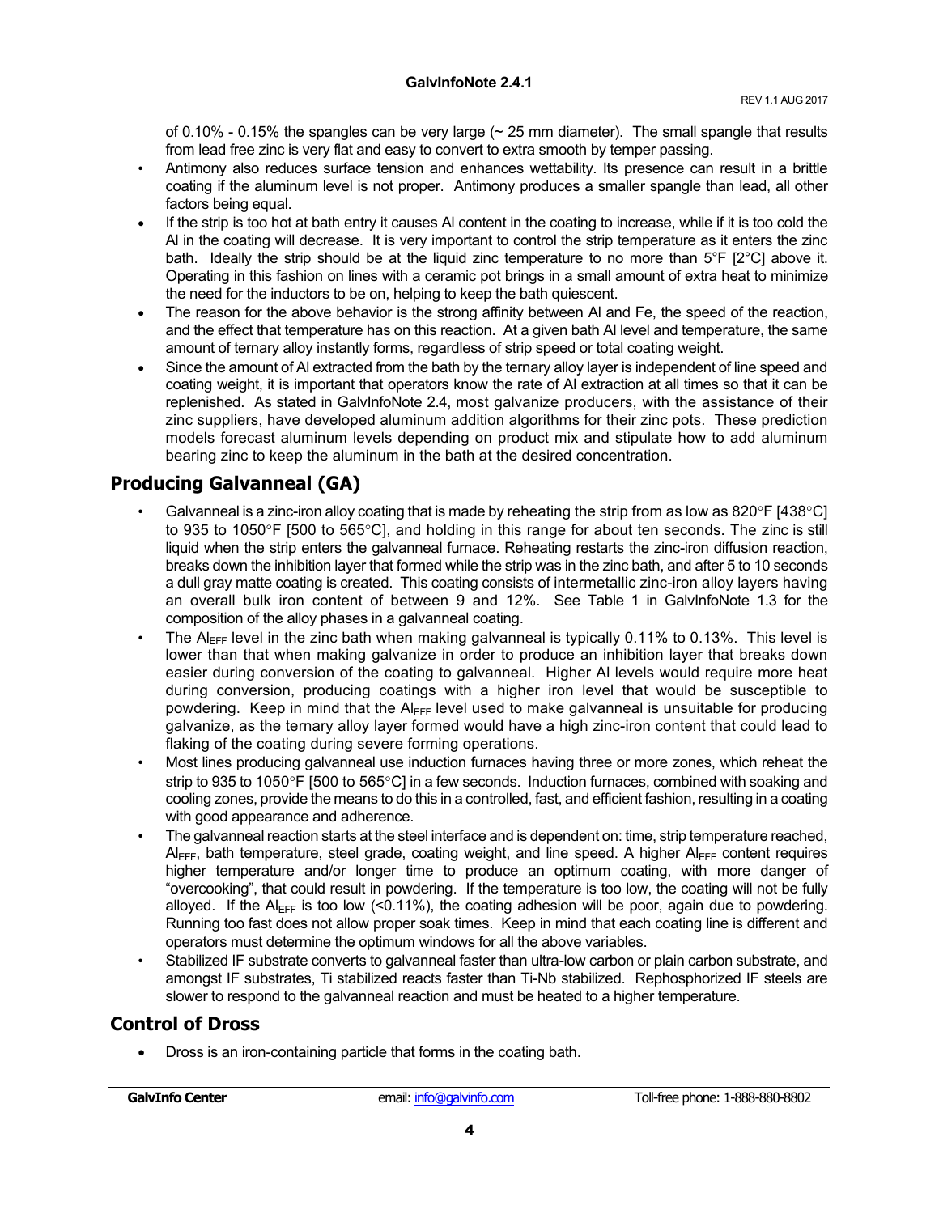of 0.10% - 0.15% the spangles can be very large (~ 25 mm diameter). The small spangle that results from lead free zinc is very flat and easy to convert to extra smooth by temper passing.

- Antimony also reduces surface tension and enhances wettability. Its presence can result in a brittle coating if the aluminum level is not proper. Antimony produces a smaller spangle than lead, all other factors being equal.
- If the strip is too hot at bath entry it causes Al content in the coating to increase, while if it is too cold the Al in the coating will decrease. It is very important to control the strip temperature as it enters the zinc bath. Ideally the strip should be at the liquid zinc temperature to no more than 5°F [2°C] above it. Operating in this fashion on lines with a ceramic pot brings in a small amount of extra heat to minimize the need for the inductors to be on, helping to keep the bath quiescent.
- The reason for the above behavior is the strong affinity between Al and Fe, the speed of the reaction, and the effect that temperature has on this reaction. At a given bath Al level and temperature, the same amount of ternary alloy instantly forms, regardless of strip speed or total coating weight.
- Since the amount of Al extracted from the bath by the ternary alloy layer is independent of line speed and coating weight, it is important that operators know the rate of Al extraction at all times so that it can be replenished. As stated in GalvInfoNote 2.4, most galvanize producers, with the assistance of their zinc suppliers, have developed aluminum addition algorithms for their zinc pots. These prediction models forecast aluminum levels depending on product mix and stipulate how to add aluminum bearing zinc to keep the aluminum in the bath at the desired concentration.

## Producing Galvanneal (GA)

- Galvanneal is a zinc-iron alloy coating that is made by reheating the strip from as low as 820°F [438°C] to 935 to 1050°F [500 to 565°C], and holding in this range for about ten seconds. The zinc is still liquid when the strip enters the galvanneal furnace. Reheating restarts the zinc-iron diffusion reaction, breaks down the inhibition layer that formed while the strip was in the zinc bath, and after 5 to 10 seconds a dull gray matte coating is created. This coating consists of intermetallic zinc-iron alloy layers having an overall bulk iron content of between 9 and 12%. See Table 1 in GalvInfoNote 1.3 for the composition of the alloy phases in a galvanneal coating.
- The $Al_{EFF}$ level in the zinc bath when making galvanneal is typically 0.11% to 0.13%. This level is lower than that when making galvanize in order to produce an inhibition layer that breaks down easier during conversion of the coating to galvanneal. Higher Al levels would require more heat during conversion, producing coatings with a higher iron level that would be susceptible to powdering. Keep in mind that the $Al_{EFF}$ level used to make galvanneal is unsuitable for producing galvanize, as the ternary alloy layer formed would have a high zinc-iron content that could lead to flaking of the coating during severe forming operations.
- Most lines producing galvanneal use induction furnaces having three or more zones, which reheat the strip to 935 to 1050°F [500 to 565°C] in a few seconds. Induction furnaces, combined with soaking and cooling zones, provide the means to do this in a controlled, fast, and efficient fashion, resulting in a coating with good appearance and adherence.
- The galvanneal reaction starts at the steel interface and is dependent on: time, strip temperature reached, $Al_{EFF}$, bath temperature, steel grade, coating weight, and line speed. A higher $Al_{EFF}$ content requires higher temperature and/or longer time to produce an optimum coating, with more danger of "overcooking", that could result in powdering. If the temperature is too low, the coating will not be fully alloyed. If the $Al_{EFF}$ is too low (<0.11%), the coating adhesion will be poor, again due to powdering. Running too fast does not allow proper soak times. Keep in mind that each coating line is different and operators must determine the optimum windows for all the above variables.
- Stabilized IF substrate converts to galvanneal faster than ultra-low carbon or plain carbon substrate, and amongst IF substrates, Ti stabilized reacts faster than Ti-Nb stabilized. Rephosphorized IF steels are slower to respond to the galvanneal reaction and must be heated to a higher temperature.

## Control of Dross

- Dross is an iron-containing particle that forms in the coating bath.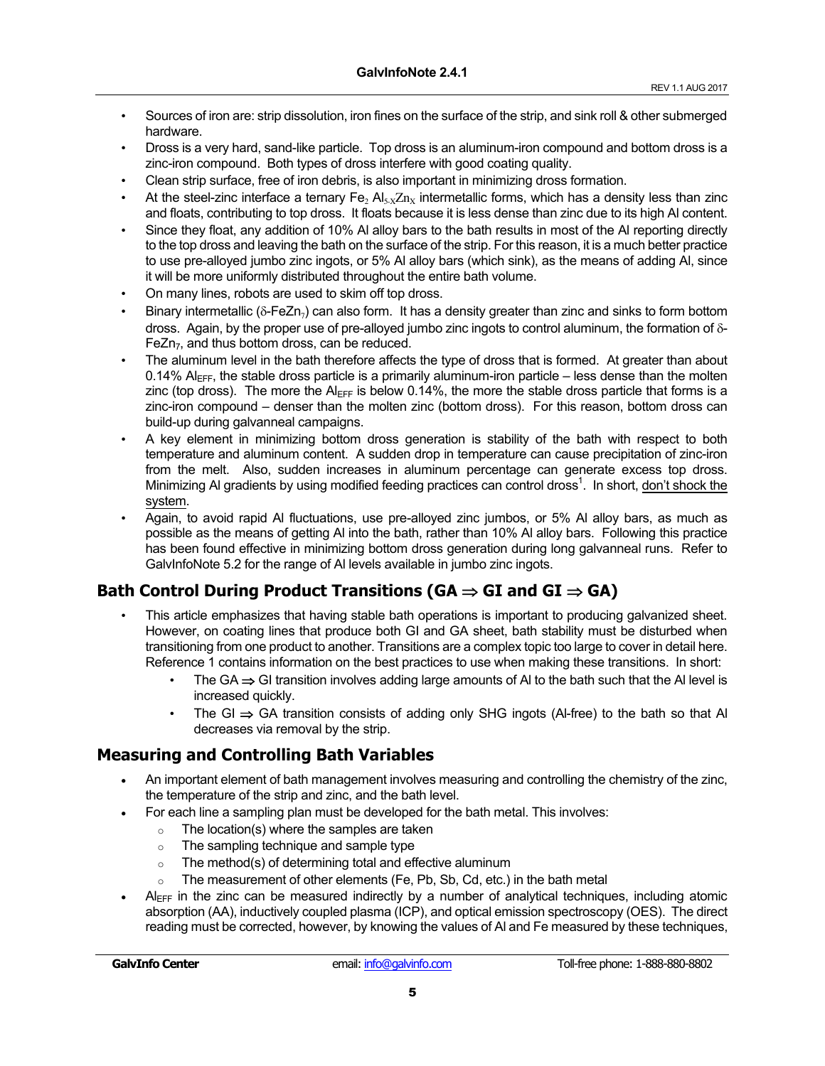- Sources of iron are: strip dissolution, iron fines on the surface of the strip, and sink roll & other submerged hardware.
- Dross is a very hard, sand-like particle. Top dross is an aluminum-iron compound and bottom dross is a zinc-iron compound. Both types of dross interfere with good coating quality.
- Clean strip surface, free of iron debris, is also important in minimizing dross formation.
- At the steel-zinc interface a ternary $Fe_2Al_{5-X}Zn_X$ intermetallic forms, which has a density less than zinc and floats, contributing to top dross. It floats because it is less dense than zinc due to its high Al content.
- Since they float, any addition of 10% Al alloy bars to the bath results in most of the Al reporting directly to the top dross and leaving the bath on the surface of the strip. For this reason, it is a much better practice to use pre-alloyed jumbo zinc ingots, or 5% Al alloy bars (which sink), as the means of adding Al, since it will be more uniformly distributed throughout the entire bath volume.
- On many lines, robots are used to skim off top dross.
- Binary intermetallic ($\delta$-$FeZn_7$) can also form. It has a density greater than zinc and sinks to form bottom dross. Again, by the proper use of pre-alloyed jumbo zinc ingots to control aluminum, the formation of $\delta$-$FeZn_7$, and thus bottom dross, can be reduced.
- The aluminum level in the bath therefore affects the type of dross that is formed. At greater than about 0.14% $Al_{EFF}$, the stable dross particle is a primarily aluminum-iron particle – less dense than the molten zinc (top dross). The more the $Al_{EFF}$ is below 0.14%, the more the stable dross particle that forms is a zinc-iron compound – denser than the molten zinc (bottom dross). For this reason, bottom dross can build-up during galvanneal campaigns.
- A key element in minimizing bottom dross generation is stability of the bath with respect to both temperature and aluminum content. A sudden drop in temperature can cause precipitation of zinc-iron from the melt. Also, sudden increases in aluminum percentage can generate excess top dross. Minimizing Al gradients by using modified feeding practices can control dross[1]. In short, <u>don't shock the system</u>.
- Again, to avoid rapid Al fluctuations, use pre-alloyed zinc jumbos, or 5% Al alloy bars, as much as possible as the means of getting Al into the bath, rather than 10% Al alloy bars. Following this practice has been found effective in minimizing bottom dross generation during long galvanneal runs. Refer to GalvInfoNote 5.2 for the range of Al levels available in jumbo zinc ingots.

## Bath Control During Product Transitions (GA ⇒ GI and GI ⇒ GA)

- This article emphasizes that having stable bath operations is important to producing galvanized sheet. However, on coating lines that produce both GI and GA sheet, bath stability must be disturbed when transitioning from one product to another. Transitions are a complex topic too large to cover in detail here. Reference 1 contains information on the best practices to use when making these transitions. In short:
  - The GA ⇒ GI transition involves adding large amounts of Al to the bath such that the Al level is increased quickly.
  - The GI ⇒ GA transition consists of adding only SHG ingots (Al-free) to the bath so that Al decreases via removal by the strip.

## Measuring and Controlling Bath Variables

- An important element of bath management involves measuring and controlling the chemistry of the zinc, the temperature of the strip and zinc, and the bath level.
- For each line a sampling plan must be developed for the bath metal. This involves:
  - The location(s) where the samples are taken
  - The sampling technique and sample type
  - The method(s) of determining total and effective aluminum
  - The measurement of other elements (Fe, Pb, Sb, Cd, etc.) in the bath metal
- $Al_{EFF}$ in the zinc can be measured indirectly by a number of analytical techniques, including atomic absorption (AA), inductively coupled plasma (ICP), and optical emission spectroscopy (OES). The direct reading must be corrected, however, by knowing the values of Al and Fe measured by these techniques,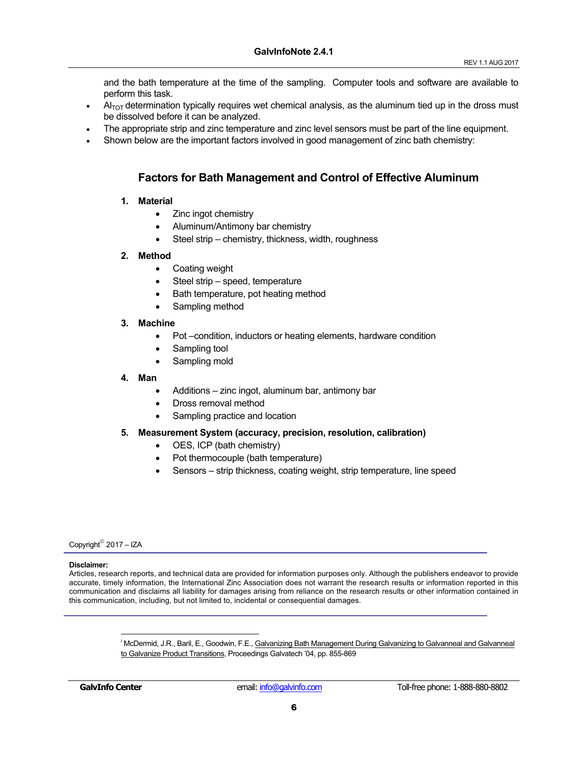and the bath temperature at the time of the sampling. Computer tools and software are available to perform this task.

- $Al_{TOT}$ determination typically requires wet chemical analysis, as the aluminum tied up in the dross must be dissolved before it can be analyzed.
- The appropriate strip and zinc temperature and zinc level sensors must be part of the line equipment.
- Shown below are the important factors involved in good management of zinc bath chemistry:

## Factors for Bath Management and Control of Effective Aluminum

1. **Material**
    - Zinc ingot chemistry
    - Aluminum/Antimony bar chemistry
    - Steel strip – chemistry, thickness, width, roughness
2. **Method**
    - Coating weight
    - Steel strip – speed, temperature
    - Bath temperature, pot heating method
    - Sampling method
3. **Machine**
    - Pot –condition, inductors or heating elements, hardware condition
    - Sampling tool
    - Sampling mold
4. **Man**
    - Additions – zinc ingot, aluminum bar, antimony bar
    - Dross removal method
    - Sampling practice and location
5. **Measurement System (accuracy, precision, resolution, calibration)**
    - OES, ICP (bath chemistry)
    - Pot thermocouple (bath temperature)
    - Sensors – strip thickness, coating weight, strip temperature, line speed

Copyright© 2017 – IZA

**Disclaimer:**
Articles, research reports, and technical data are provided for information purposes only. Although the publishers endeavor to provide accurate, timely information, the International Zinc Association does not warrant the research results or information reported in this communication and disclaims all liability for damages arising from reliance on the research results or other information contained in this communication, including, but not limited to, incidental or consequential damages.

[i] McDermid, J.R., Baril, E., Goodwin, F.E., Galvanizing Bath Management During Galvanizing to Galvanneal and Galvanneal to Galvanize Product Transitions, Proceedings Galvatech '04, pp. 855-869